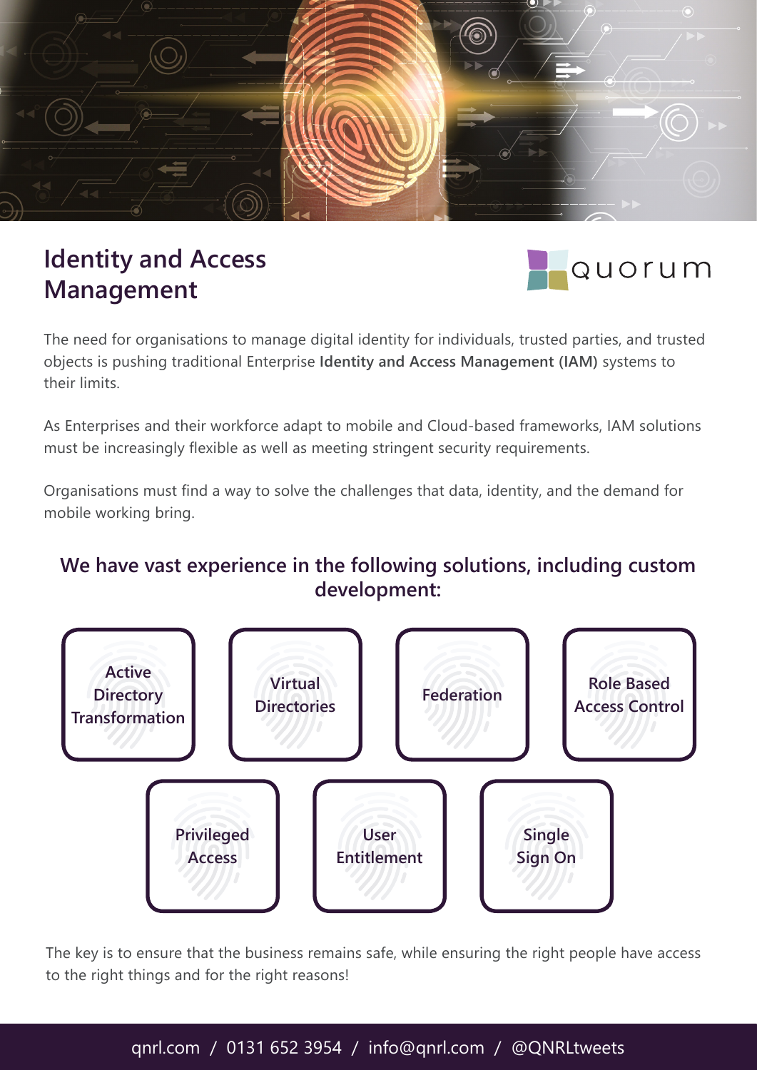# Identity and Access Management

quorum

The need for organisations to manage digital identity for individuals, trusted parties, and trusted objects is pushing traditional Enterprise **Identity and Access Management (IAM)** systems to their limits.

As Enterprises and their workforce adapt to mobile and Cloud-based frameworks, IAM solutions must be increasingly flexible as well as meeting stringent security requirements.

Organisations must find a way to solve the challenges that data, identity, and the demand for mobile working bring.

## We have vast experience in the following solutions, including custom development:

- Active Directory Transformation
- Virtual Directories
- Federation
- Role Based Access Control
- Privileged Access
- User Entitlement
- Single Sign On

The key is to ensure that the business remains safe, while ensuring the right people have access to the right things and for the right reasons!

qnrl.com / 0131 652 3954 / info@qnrl.com / @QNRLtweets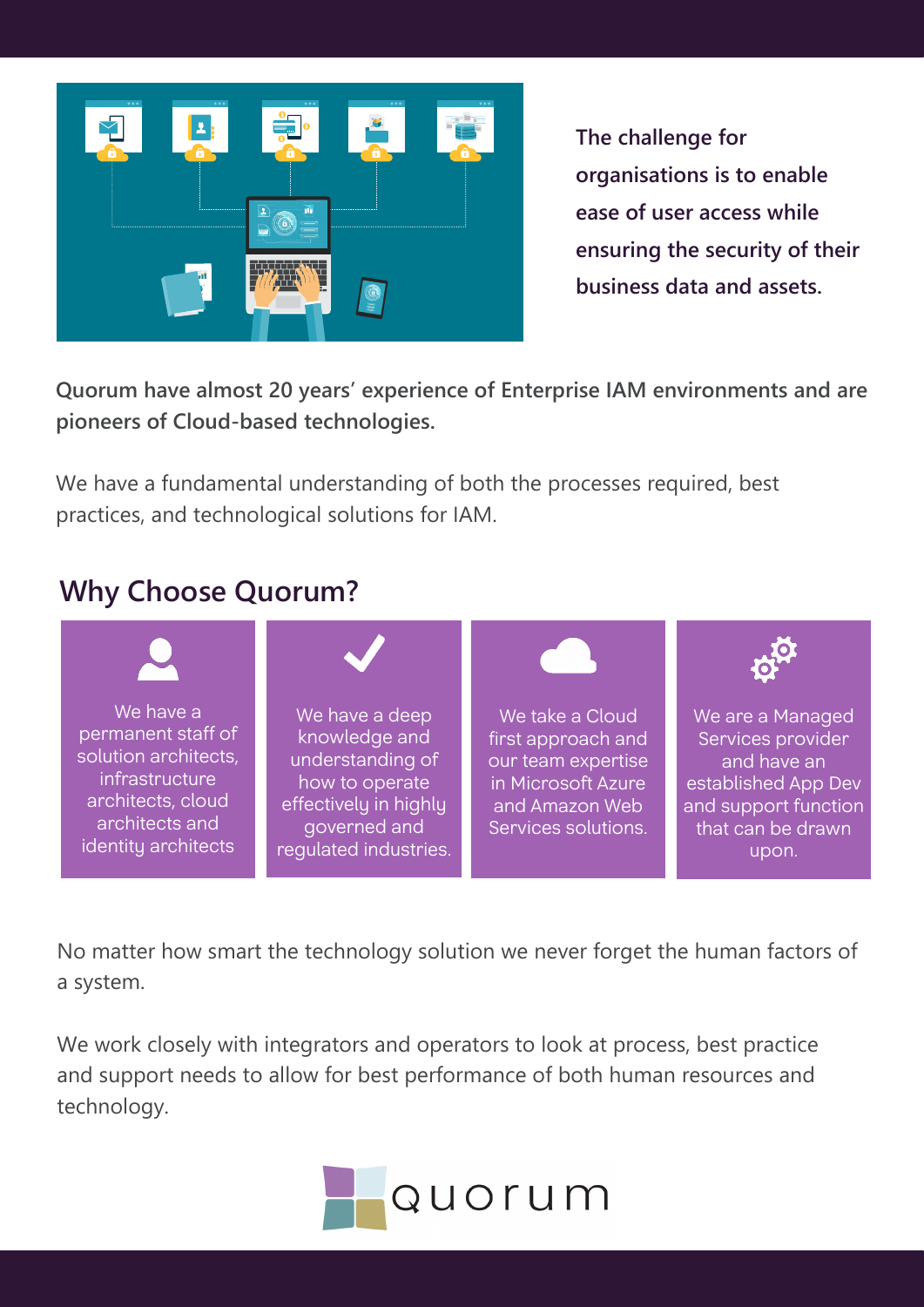**The challenge for organisations is to enable ease of user access while ensuring the security of their business data and assets.**

**Quorum have almost 20 years' experience of Enterprise IAM environments and are pioneers of Cloud-based technologies.**

We have a fundamental understanding of both the processes required, best practices, and technological solutions for IAM.

## Why Choose Quorum?

- We have a permanent staff of solution architects, infrastructure architects, cloud architects and identity architects
- We have a deep knowledge and understanding of how to operate effectively in highly governed and regulated industries.
- We take a Cloud first approach and our team expertise in Microsoft Azure and Amazon Web Services solutions.
- We are a Managed Services provider and have an established App Dev and support function that can be drawn upon.

No matter how smart the technology solution we never forget the human factors of a system.

We work closely with integrators and operators to look at process, best practice and support needs to allow for best performance of both human resources and technology.

quorum